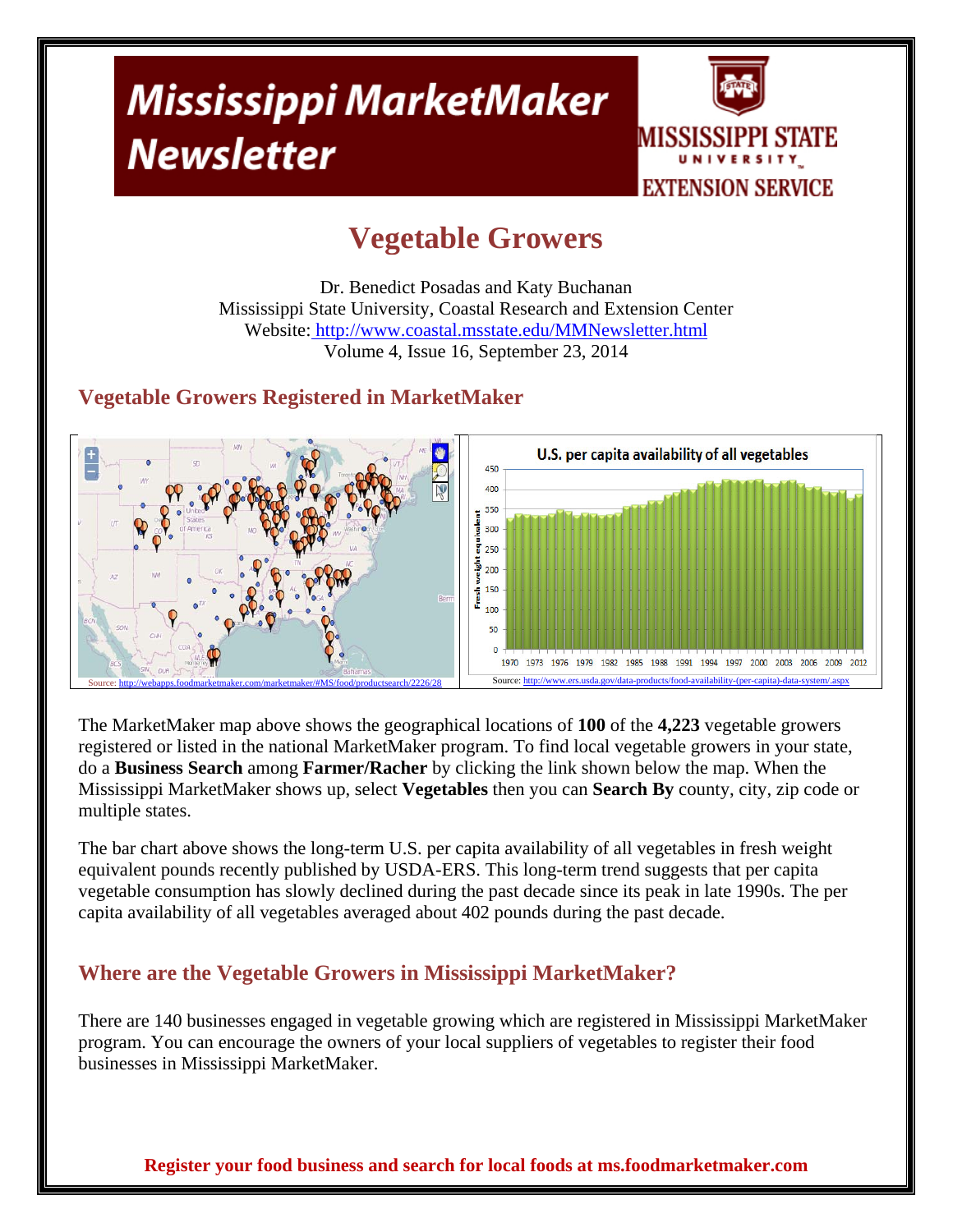# Mississippi MarketMaker Newsletter

MISSISSIPPI STATE UNIVERSITY EXTENSION SERVICE

# Vegetable Growers

Dr. Benedict Posadas and Katy Buchanan
Mississippi State University, Coastal Research and Extension Center
Website: http://www.coastal.msstate.edu/MMNewsletter.html
Volume 4, Issue 16, September 23, 2014

## Vegetable Growers Registered in MarketMaker

Source: http://webapps.foodmarketmaker.com/marketmaker/#MS/food/productsearch/2226/28

U.S. per capita availability of all vegetables

Source: http://www.ers.usda.gov/data-products/food-availability-(per-capita)-data-system/.aspx

The MarketMaker map above shows the geographical locations of **100** of the **4,223** vegetable growers registered or listed in the national MarketMaker program. To find local vegetable growers in your state, do a **Business Search** among **Farmer/Racher** by clicking the link shown below the map. When the Mississippi MarketMaker shows up, select **Vegetables** then you can **Search By** county, city, zip code or multiple states.

The bar chart above shows the long-term U.S. per capita availability of all vegetables in fresh weight equivalent pounds recently published by USDA-ERS. This long-term trend suggests that per capita vegetable consumption has slowly declined during the past decade since its peak in late 1990s. The per capita availability of all vegetables averaged about 402 pounds during the past decade.

## Where are the Vegetable Growers in Mississippi MarketMaker?

There are 140 businesses engaged in vegetable growing which are registered in Mississippi MarketMaker program. You can encourage the owners of your local suppliers of vegetables to register their food businesses in Mississippi MarketMaker.

**Register your food business and search for local foods at ms.foodmarketmaker.com**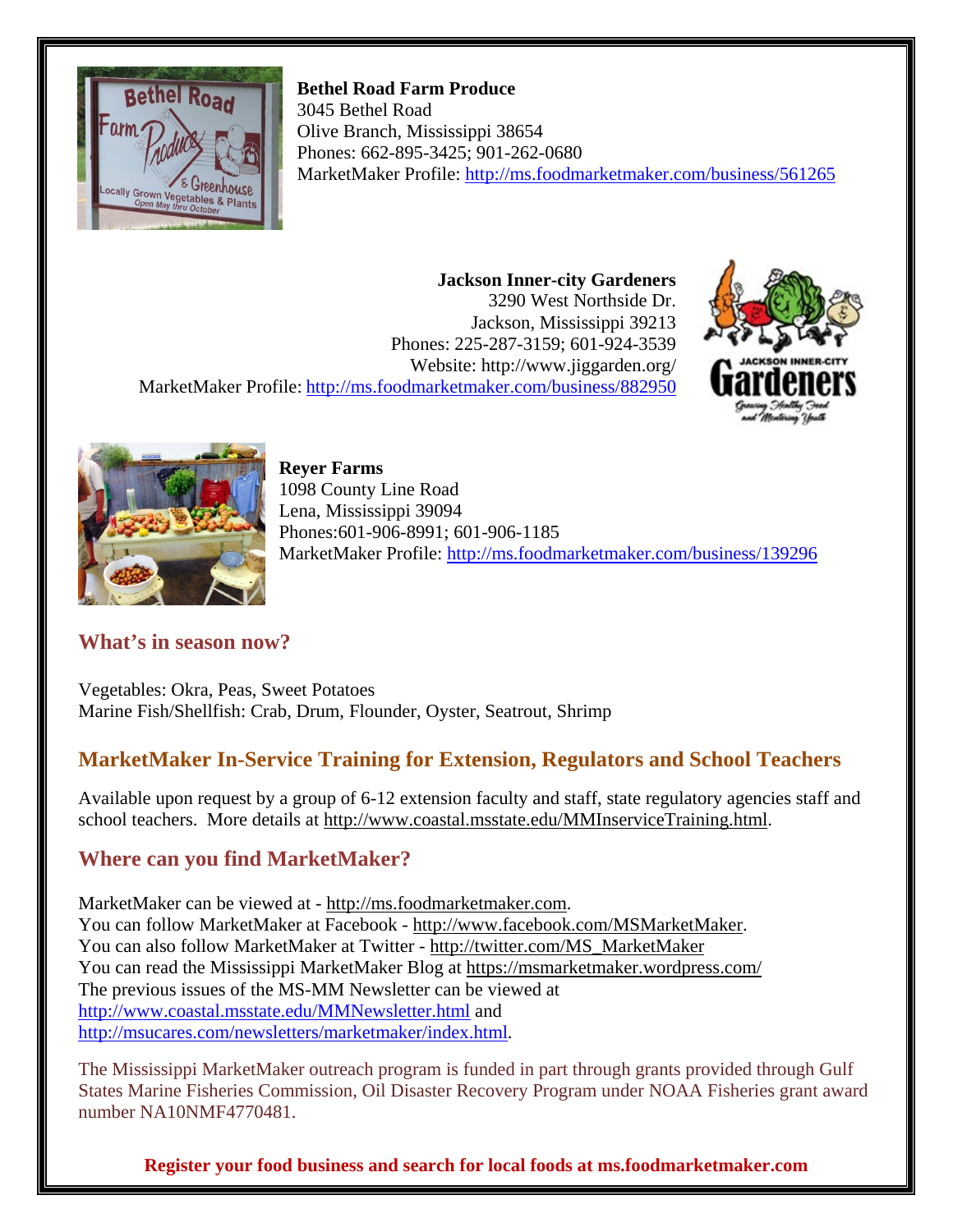**Bethel Road Farm Produce**
3045 Bethel Road
Olive Branch, Mississippi 38654
Phones: 662-895-3425; 901-262-0680
MarketMaker Profile: http://ms.foodmarketmaker.com/business/561265

**Jackson Inner-city Gardeners**
3290 West Northside Dr.
Jackson, Mississippi 39213
Phones: 225-287-3159; 601-924-3539
Website: http://www.jiggarden.org/
MarketMaker Profile: http://ms.foodmarketmaker.com/business/882950

**Reyer Farms**
1098 County Line Road
Lena, Mississippi 39094
Phones:601-906-8991; 601-906-1185
MarketMaker Profile: http://ms.foodmarketmaker.com/business/139296

## What's in season now?

Vegetables: Okra, Peas, Sweet Potatoes
Marine Fish/Shellfish: Crab, Drum, Flounder, Oyster, Seatrout, Shrimp

## MarketMaker In-Service Training for Extension, Regulators and School Teachers

Available upon request by a group of 6-12 extension faculty and staff, state regulatory agencies staff and school teachers. More details at http://www.coastal.msstate.edu/MMInserviceTraining.html.

## Where can you find MarketMaker?

MarketMaker can be viewed at - http://ms.foodmarketmaker.com.
You can follow MarketMaker at Facebook - http://www.facebook.com/MSMarketMaker.
You can also follow MarketMaker at Twitter - http://twitter.com/MS_MarketMaker
You can read the Mississippi MarketMaker Blog at https://msmarketmaker.wordpress.com/
The previous issues of the MS-MM Newsletter can be viewed at
http://www.coastal.msstate.edu/MMNewsletter.html and
http://msucares.com/newsletters/marketmaker/index.html.

The Mississippi MarketMaker outreach program is funded in part through grants provided through Gulf States Marine Fisheries Commission, Oil Disaster Recovery Program under NOAA Fisheries grant award number NA10NMF4770481.

**Register your food business and search for local foods at ms.foodmarketmaker.com**